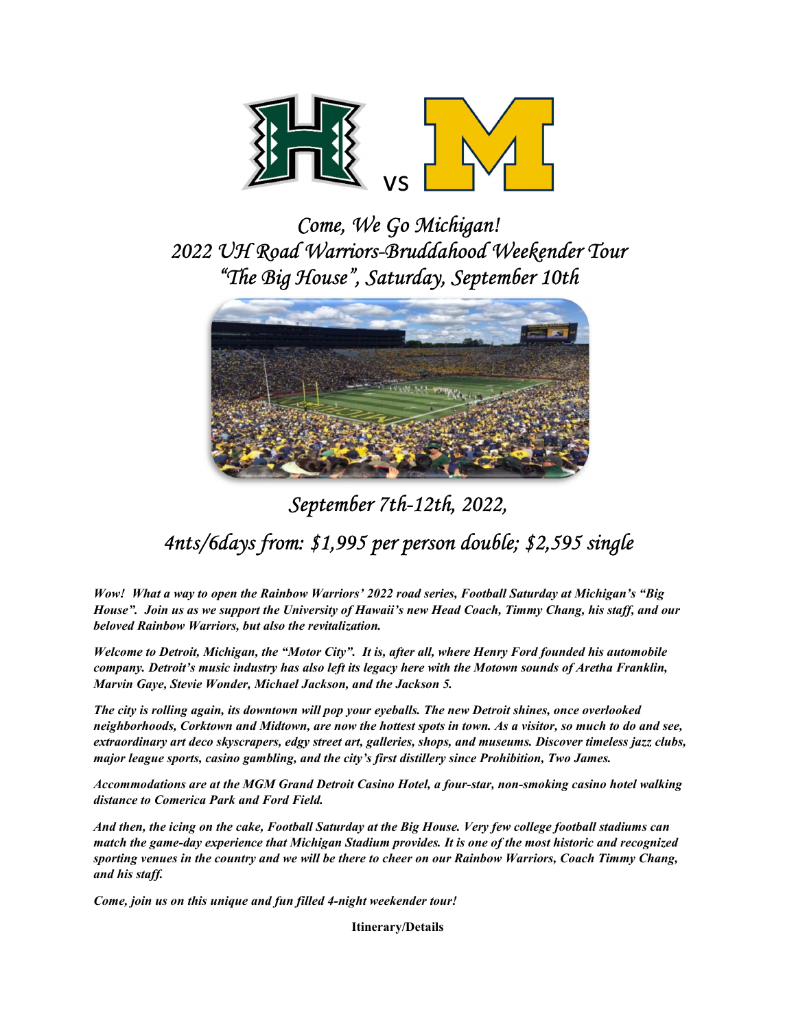vs

# *Come, We Go Michigan!*
# *2022 UH Road Warriors-Bruddahood Weekender Tour*
# *"The Big House", Saturday, September 10th*

## *September 7th-12th, 2022,*

## *4nts/6days from: $1,995 per person double; $2,595 single*

***Wow! What a way to open the Rainbow Warriors' 2022 road series, Football Saturday at Michigan's "Big House". Join us as we support the University of Hawaii's new Head Coach, Timmy Chang, his staff, and our beloved Rainbow Warriors, but also the revitalization.***

***Welcome to Detroit, Michigan, the "Motor City". It is, after all, where Henry Ford founded his automobile company. Detroit's music industry has also left its legacy here with the Motown sounds of Aretha Franklin, Marvin Gaye, Stevie Wonder, Michael Jackson, and the Jackson 5.***

***The city is rolling again, its downtown will pop your eyeballs. The new Detroit shines, once overlooked neighborhoods, Corktown and Midtown, are now the hottest spots in town. As a visitor, so much to do and see, extraordinary art deco skyscrapers, edgy street art, galleries, shops, and museums. Discover timeless jazz clubs, major league sports, casino gambling, and the city's first distillery since Prohibition, Two James.***

***Accommodations are at the MGM Grand Detroit Casino Hotel, a four-star, non-smoking casino hotel walking distance to Comerica Park and Ford Field.***

***And then, the icing on the cake, Football Saturday at the Big House. Very few college football stadiums can match the game-day experience that Michigan Stadium provides. It is one of the most historic and recognized sporting venues in the country and we will be there to cheer on our Rainbow Warriors, Coach Timmy Chang, and his staff.***

***Come, join us on this unique and fun filled 4-night weekender tour!***

**Itinerary/Details**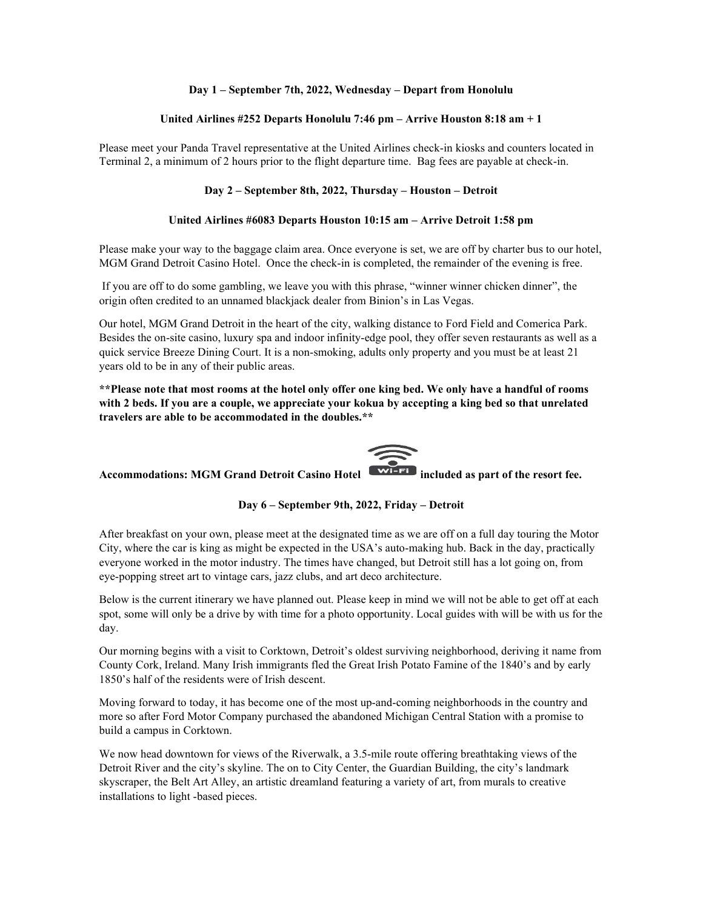**Day 1 – September 7th, 2022, Wednesday – Depart from Honolulu**

**United Airlines #252 Departs Honolulu 7:46 pm – Arrive Houston 8:18 am + 1**

Please meet your Panda Travel representative at the United Airlines check-in kiosks and counters located in Terminal 2, a minimum of 2 hours prior to the flight departure time. Bag fees are payable at check-in.

**Day 2 – September 8th, 2022, Thursday – Houston – Detroit**

**United Airlines #6083 Departs Houston 10:15 am – Arrive Detroit 1:58 pm**

Please make your way to the baggage claim area. Once everyone is set, we are off by charter bus to our hotel, MGM Grand Detroit Casino Hotel. Once the check-in is completed, the remainder of the evening is free.

If you are off to do some gambling, we leave you with this phrase, "winner winner chicken dinner", the origin often credited to an unnamed blackjack dealer from Binion's in Las Vegas.

Our hotel, MGM Grand Detroit in the heart of the city, walking distance to Ford Field and Comerica Park. Besides the on-site casino, luxury spa and indoor infinity-edge pool, they offer seven restaurants as well as a quick service Breeze Dining Court. It is a non-smoking, adults only property and you must be at least 21 years old to be in any of their public areas.

****Please note that most rooms at the hotel only offer one king bed. We only have a handful of rooms with 2 beds. If you are a couple, we appreciate your kokua by accepting a king bed so that unrelated travelers are able to be accommodated in the doubles.****

**Accommodations: MGM Grand Detroit Casino Hotel Wi-Fi included as part of the resort fee.**

**Day 6 – September 9th, 2022, Friday – Detroit**

After breakfast on your own, please meet at the designated time as we are off on a full day touring the Motor City, where the car is king as might be expected in the USA's auto-making hub. Back in the day, practically everyone worked in the motor industry. The times have changed, but Detroit still has a lot going on, from eye-popping street art to vintage cars, jazz clubs, and art deco architecture.

Below is the current itinerary we have planned out. Please keep in mind we will not be able to get off at each spot, some will only be a drive by with time for a photo opportunity. Local guides with will be with us for the day.

Our morning begins with a visit to Corktown, Detroit's oldest surviving neighborhood, deriving it name from County Cork, Ireland. Many Irish immigrants fled the Great Irish Potato Famine of the 1840's and by early 1850's half of the residents were of Irish descent.

Moving forward to today, it has become one of the most up-and-coming neighborhoods in the country and more so after Ford Motor Company purchased the abandoned Michigan Central Station with a promise to build a campus in Corktown.

We now head downtown for views of the Riverwalk, a 3.5-mile route offering breathtaking views of the Detroit River and the city's skyline. The on to City Center, the Guardian Building, the city's landmark skyscraper, the Belt Art Alley, an artistic dreamland featuring a variety of art, from murals to creative installations to light -based pieces.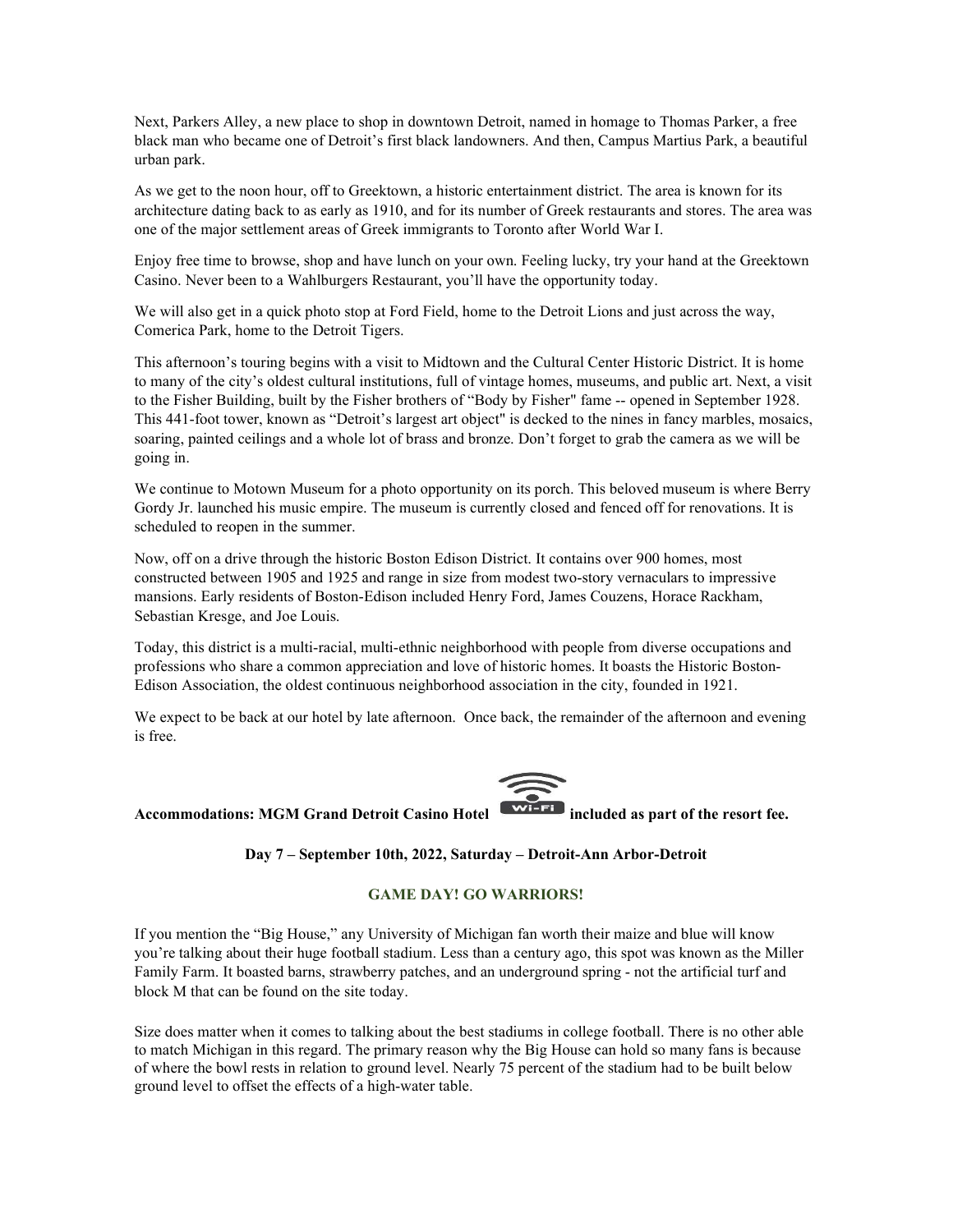Next, Parkers Alley, a new place to shop in downtown Detroit, named in homage to Thomas Parker, a free black man who became one of Detroit's first black landowners. And then, Campus Martius Park, a beautiful urban park.

As we get to the noon hour, off to Greektown, a historic entertainment district. The area is known for its architecture dating back to as early as 1910, and for its number of Greek restaurants and stores. The area was one of the major settlement areas of Greek immigrants to Toronto after World War I.

Enjoy free time to browse, shop and have lunch on your own. Feeling lucky, try your hand at the Greektown Casino. Never been to a Wahlburgers Restaurant, you'll have the opportunity today.

We will also get in a quick photo stop at Ford Field, home to the Detroit Lions and just across the way, Comerica Park, home to the Detroit Tigers.

This afternoon's touring begins with a visit to Midtown and the Cultural Center Historic District. It is home to many of the city's oldest cultural institutions, full of vintage homes, museums, and public art. Next, a visit to the Fisher Building, built by the Fisher brothers of "Body by Fisher" fame -- opened in September 1928. This 441-foot tower, known as "Detroit's largest art object" is decked to the nines in fancy marbles, mosaics, soaring, painted ceilings and a whole lot of brass and bronze. Don't forget to grab the camera as we will be going in.

We continue to Motown Museum for a photo opportunity on its porch. This beloved museum is where Berry Gordy Jr. launched his music empire. The museum is currently closed and fenced off for renovations. It is scheduled to reopen in the summer.

Now, off on a drive through the historic Boston Edison District. It contains over 900 homes, most constructed between 1905 and 1925 and range in size from modest two-story vernaculars to impressive mansions. Early residents of Boston-Edison included Henry Ford, James Couzens, Horace Rackham, Sebastian Kresge, and Joe Louis.

Today, this district is a multi-racial, multi-ethnic neighborhood with people from diverse occupations and professions who share a common appreciation and love of historic homes. It boasts the Historic Boston-Edison Association, the oldest continuous neighborhood association in the city, founded in 1921.

We expect to be back at our hotel by late afternoon. Once back, the remainder of the afternoon and evening is free.

**Accommodations: MGM Grand Detroit Casino Hotel Wi-Fi included as part of the resort fee.**

**Day 7 – September 10th, 2022, Saturday – Detroit-Ann Arbor-Detroit**

**GAME DAY! GO WARRIORS!**

If you mention the "Big House," any University of Michigan fan worth their maize and blue will know you're talking about their huge football stadium. Less than a century ago, this spot was known as the Miller Family Farm. It boasted barns, strawberry patches, and an underground spring - not the artificial turf and block M that can be found on the site today.

Size does matter when it comes to talking about the best stadiums in college football. There is no other able to match Michigan in this regard. The primary reason why the Big House can hold so many fans is because of where the bowl rests in relation to ground level. Nearly 75 percent of the stadium had to be built below ground level to offset the effects of a high-water table.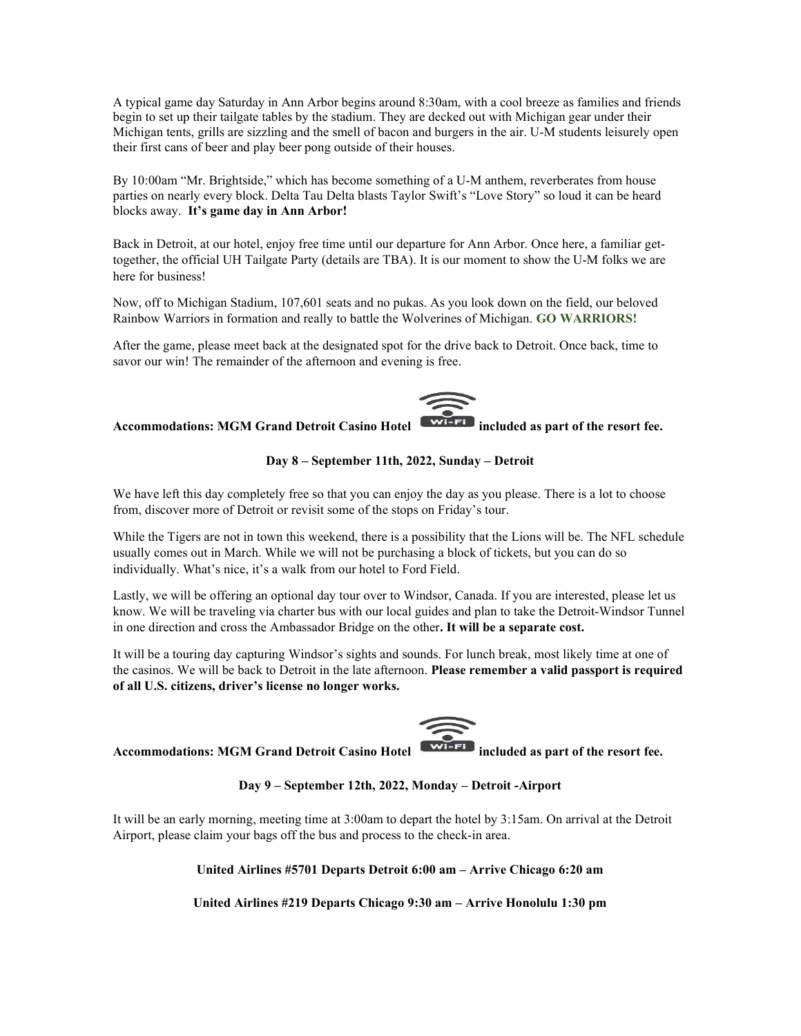A typical game day Saturday in Ann Arbor begins around 8:30am, with a cool breeze as families and friends begin to set up their tailgate tables by the stadium. They are decked out with Michigan gear under their Michigan tents, grills are sizzling and the smell of bacon and burgers in the air. U-M students leisurely open their first cans of beer and play beer pong outside of their houses.

By 10:00am "Mr. Brightside," which has become something of a U-M anthem, reverberates from house parties on nearly every block. Delta Tau Delta blasts Taylor Swift's "Love Story" so loud it can be heard blocks away. **It's game day in Ann Arbor!**

Back in Detroit, at our hotel, enjoy free time until our departure for Ann Arbor. Once here, a familiar get-together, the official UH Tailgate Party (details are TBA). It is our moment to show the U-M folks we are here for business!

Now, off to Michigan Stadium, 107,601 seats and no pukas. As you look down on the field, our beloved Rainbow Warriors in formation and really to battle the Wolverines of Michigan. **GO WARRIORS!**

After the game, please meet back at the designated spot for the drive back to Detroit. Once back, time to savor our win! The remainder of the afternoon and evening is free.

**Accommodations: MGM Grand Detroit Casino Hotel Wi-Fi included as part of the resort fee.**

**Day 8 – September 11th, 2022, Sunday – Detroit**

We have left this day completely free so that you can enjoy the day as you please. There is a lot to choose from, discover more of Detroit or revisit some of the stops on Friday's tour.

While the Tigers are not in town this weekend, there is a possibility that the Lions will be. The NFL schedule usually comes out in March. While we will not be purchasing a block of tickets, but you can do so individually. What's nice, it's a walk from our hotel to Ford Field.

Lastly, we will be offering an optional day tour over to Windsor, Canada. If you are interested, please let us know. We will be traveling via charter bus with our local guides and plan to take the Detroit-Windsor Tunnel in one direction and cross the Ambassador Bridge on the other**. It will be a separate cost.**

It will be a touring day capturing Windsor's sights and sounds. For lunch break, most likely time at one of the casinos. We will be back to Detroit in the late afternoon. **Please remember a valid passport is required of all U.S. citizens, driver's license no longer works.**

**Accommodations: MGM Grand Detroit Casino Hotel Wi-Fi included as part of the resort fee.**

**Day 9 – September 12th, 2022, Monday – Detroit -Airport**

It will be an early morning, meeting time at 3:00am to depart the hotel by 3:15am. On arrival at the Detroit Airport, please claim your bags off the bus and process to the check-in area.

**United Airlines #5701 Departs Detroit 6:00 am – Arrive Chicago 6:20 am**

**United Airlines #219 Departs Chicago 9:30 am – Arrive Honolulu 1:30 pm**